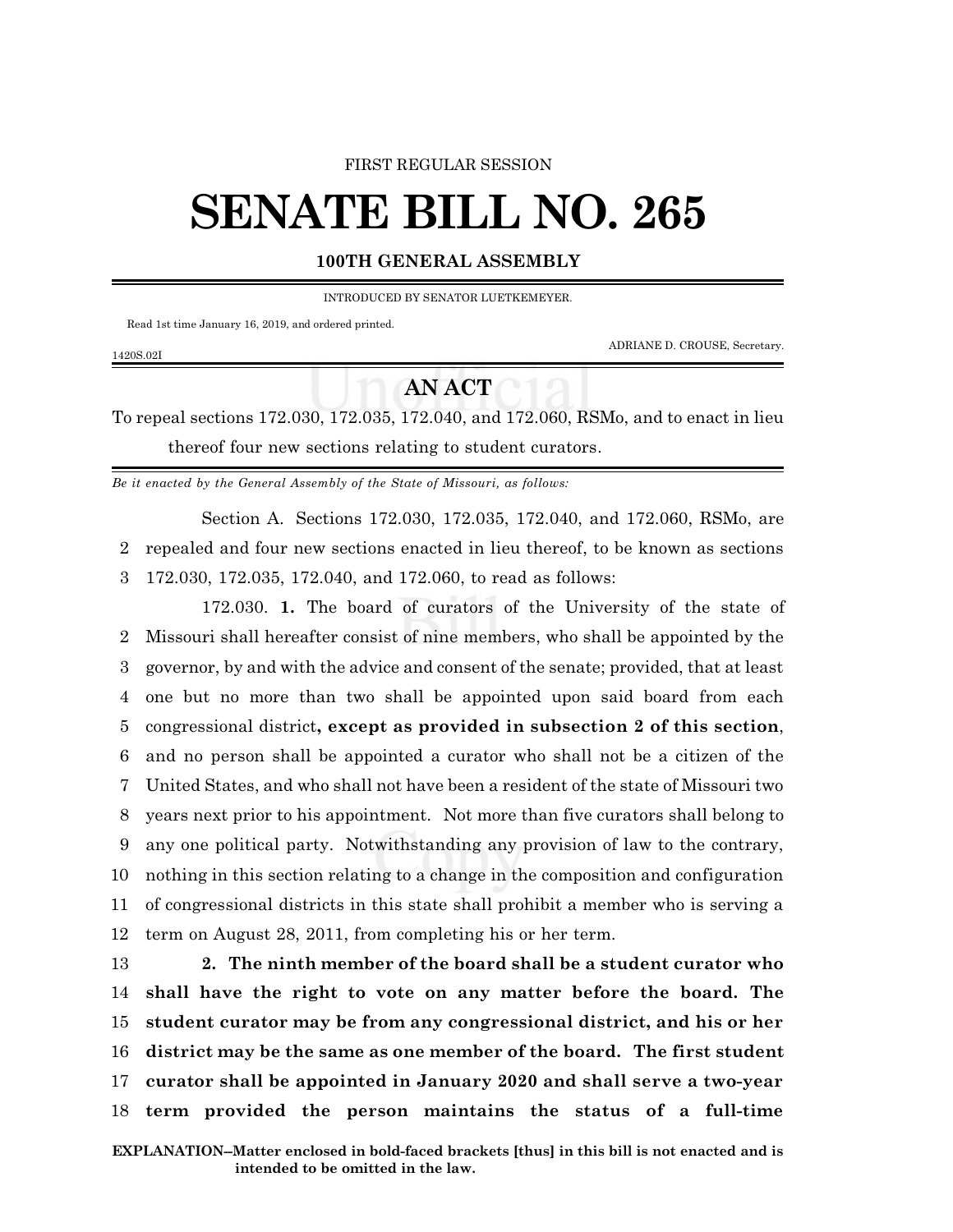FIRST REGULAR SESSION

# SENATE BILL NO. 265

**100TH GENERAL ASSEMBLY**

INTRODUCED BY SENATOR LUETKEMEYER.

Read 1st time January 16, 2019, and ordered printed.

ADRIANE D. CROUSE, Secretary.

1420S.02I

## AN ACT

To repeal sections 172.030, 172.035, 172.040, and 172.060, RSMo, and to enact in lieu thereof four new sections relating to student curators.

*Be it enacted by the General Assembly of the State of Missouri, as follows:*

Section A. Sections 172.030, 172.035, 172.040, and 172.060, RSMo, are repealed and four new sections enacted in lieu thereof, to be known as sections 172.030, 172.035, 172.040, and 172.060, to read as follows:

172.030. **1.** The board of curators of the University of the state of Missouri shall hereafter consist of nine members, who shall be appointed by the governor, by and with the advice and consent of the senate; provided, that at least one but no more than two shall be appointed upon said board from each congressional district**, except as provided in subsection 2 of this section**, and no person shall be appointed a curator who shall not be a citizen of the United States, and who shall not have been a resident of the state of Missouri two years next prior to his appointment. Not more than five curators shall belong to any one political party. Notwithstanding any provision of law to the contrary, nothing in this section relating to a change in the composition and configuration of congressional districts in this state shall prohibit a member who is serving a term on August 28, 2011, from completing his or her term.

**2. The ninth member of the board shall be a student curator who shall have the right to vote on any matter before the board. The student curator may be from any congressional district, and his or her district may be the same as one member of the board. The first student curator shall be appointed in January 2020 and shall serve a two-year term provided the person maintains the status of a full-time**

**EXPLANATION--Matter enclosed in bold-faced brackets [thus] in this bill is not enacted and is intended to be omitted in the law.**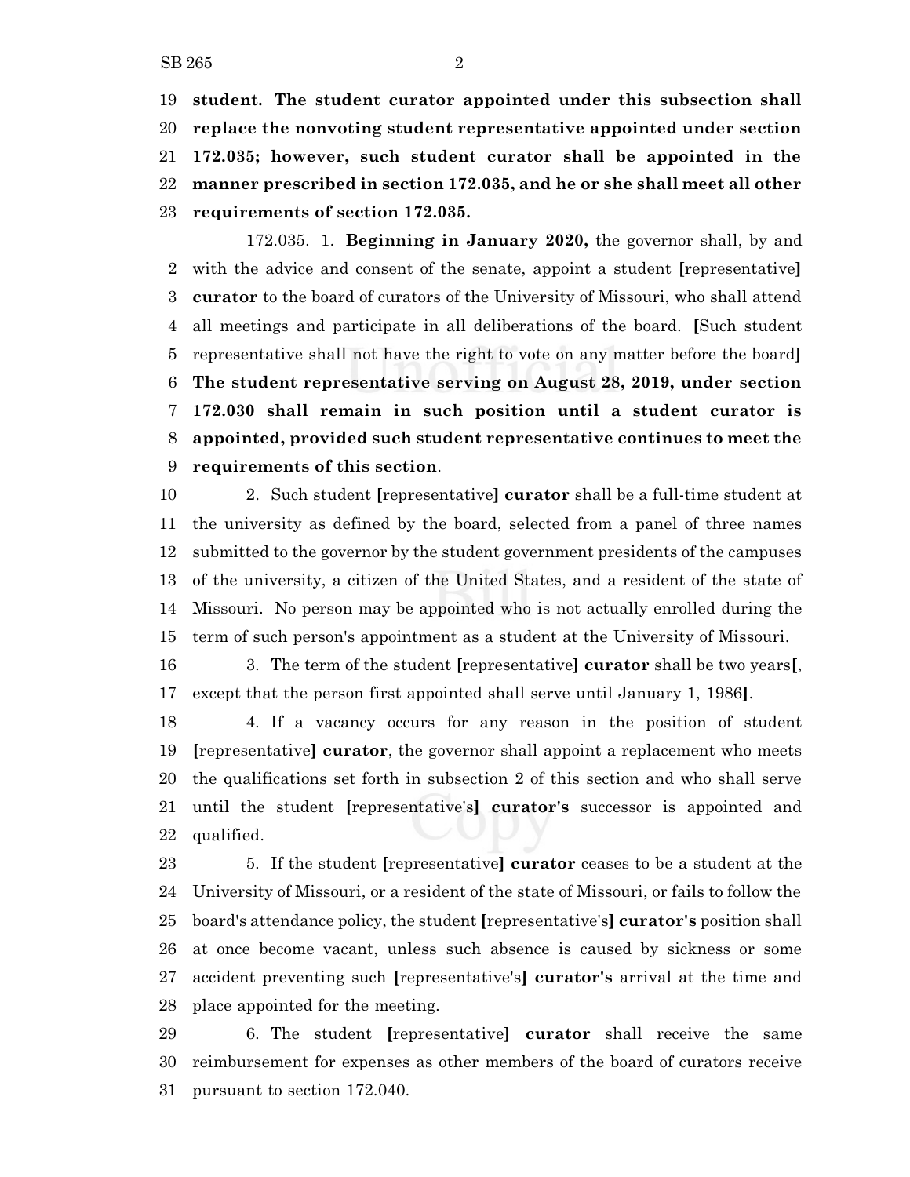**student. The student curator appointed under this subsection shall replace the nonvoting student representative appointed under section 172.035; however, such student curator shall be appointed in the manner prescribed in section 172.035, and he or she shall meet all other requirements of section 172.035.**

172.035. 1. **Beginning in January 2020,** the governor shall, by and with the advice and consent of the senate, appoint a student **[**representative**]** **curator** to the board of curators of the University of Missouri, who shall attend all meetings and participate in all deliberations of the board. **[**Such student representative shall not have the right to vote on any matter before the board**]** **The student representative serving on August 28, 2019, under section 172.030 shall remain in such position until a student curator is appointed, provided such student representative continues to meet the requirements of this section**.

2. Such student **[**representative**]** **curator** shall be a full-time student at the university as defined by the board, selected from a panel of three names submitted to the governor by the student government presidents of the campuses of the university, a citizen of the United States, and a resident of the state of Missouri. No person may be appointed who is not actually enrolled during the term of such person's appointment as a student at the University of Missouri.

3. The term of the student **[**representative**]** **curator** shall be two years**[**, except that the person first appointed shall serve until January 1, 1986**]**.

4. If a vacancy occurs for any reason in the position of student **[**representative**]** **curator**, the governor shall appoint a replacement who meets the qualifications set forth in subsection 2 of this section and who shall serve until the student **[**representative's**]** **curator's** successor is appointed and qualified.

5. If the student **[**representative**]** **curator** ceases to be a student at the University of Missouri, or a resident of the state of Missouri, or fails to follow the board's attendance policy, the student **[**representative's**]** **curator's** position shall at once become vacant, unless such absence is caused by sickness or some accident preventing such **[**representative's**]** **curator's** arrival at the time and place appointed for the meeting.

6. The student **[**representative**]** **curator** shall receive the same reimbursement for expenses as other members of the board of curators receive pursuant to section 172.040.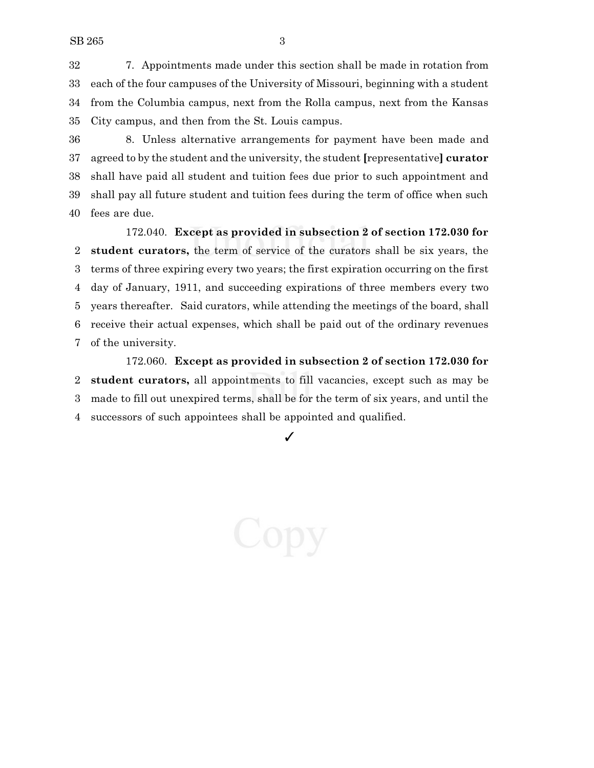7. Appointments made under this section shall be made in rotation from each of the four campuses of the University of Missouri, beginning with a student from the Columbia campus, next from the Rolla campus, next from the Kansas City campus, and then from the St. Louis campus.

8. Unless alternative arrangements for payment have been made and agreed to by the student and the university, the student **[**representative**] curator** shall have paid all student and tuition fees due prior to such appointment and shall pay all future student and tuition fees during the term of office when such fees are due.

172.040. **Except as provided in subsection 2 of section 172.030 for student curators,** the term of service of the curators shall be six years, the terms of three expiring every two years; the first expiration occurring on the first day of January, 1911, and succeeding expirations of three members every two years thereafter. Said curators, while attending the meetings of the board, shall receive their actual expenses, which shall be paid out of the ordinary revenues of the university.

172.060. **Except as provided in subsection 2 of section 172.030 for student curators,** all appointments to fill vacancies, except such as may be made to fill out unexpired terms, shall be for the term of six years, and until the successors of such appointees shall be appointed and qualified.

✓